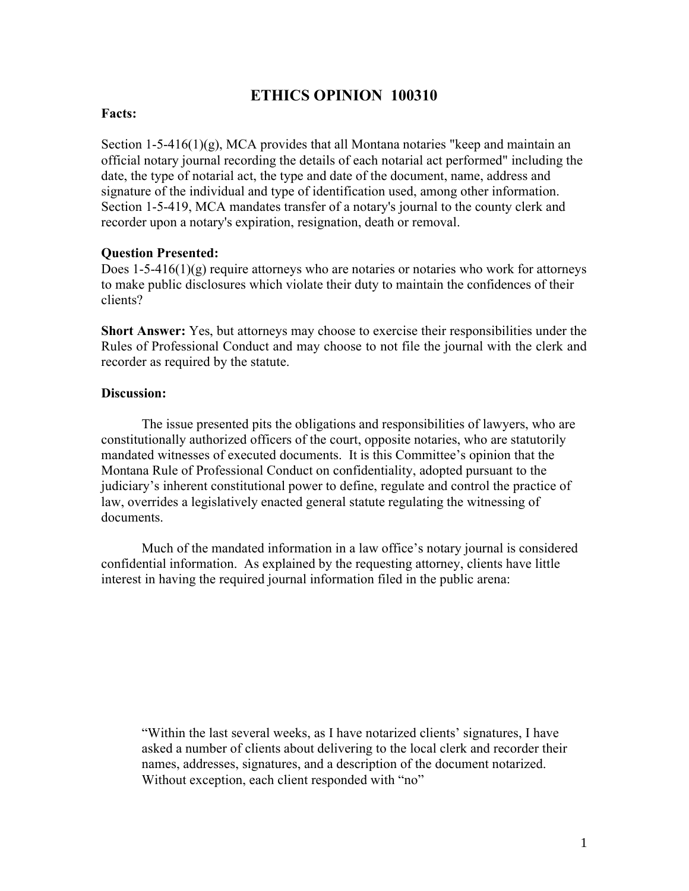# ETHICS OPINION 100310

**Facts:**

Section 1-5-416(1)(g), MCA provides that all Montana notaries "keep and maintain an official notary journal recording the details of each notarial act performed" including the date, the type of notarial act, the type and date of the document, name, address and signature of the individual and type of identification used, among other information. Section 1-5-419, MCA mandates transfer of a notary's journal to the county clerk and recorder upon a notary's expiration, resignation, death or removal.

**Question Presented:**
Does 1-5-416(1)(g) require attorneys who are notaries or notaries who work for attorneys to make public disclosures which violate their duty to maintain the confidences of their clients?

**Short Answer:** Yes, but attorneys may choose to exercise their responsibilities under the Rules of Professional Conduct and may choose to not file the journal with the clerk and recorder as required by the statute.

**Discussion:**

The issue presented pits the obligations and responsibilities of lawyers, who are constitutionally authorized officers of the court, opposite notaries, who are statutorily mandated witnesses of executed documents. It is this Committee's opinion that the Montana Rule of Professional Conduct on confidentiality, adopted pursuant to the judiciary's inherent constitutional power to define, regulate and control the practice of law, overrides a legislatively enacted general statute regulating the witnessing of documents.

Much of the mandated information in a law office's notary journal is considered confidential information. As explained by the requesting attorney, clients have little interest in having the required journal information filed in the public arena:

> "Within the last several weeks, as I have notarized clients' signatures, I have asked a number of clients about delivering to the local clerk and recorder their names, addresses, signatures, and a description of the document notarized. Without exception, each client responded with "no"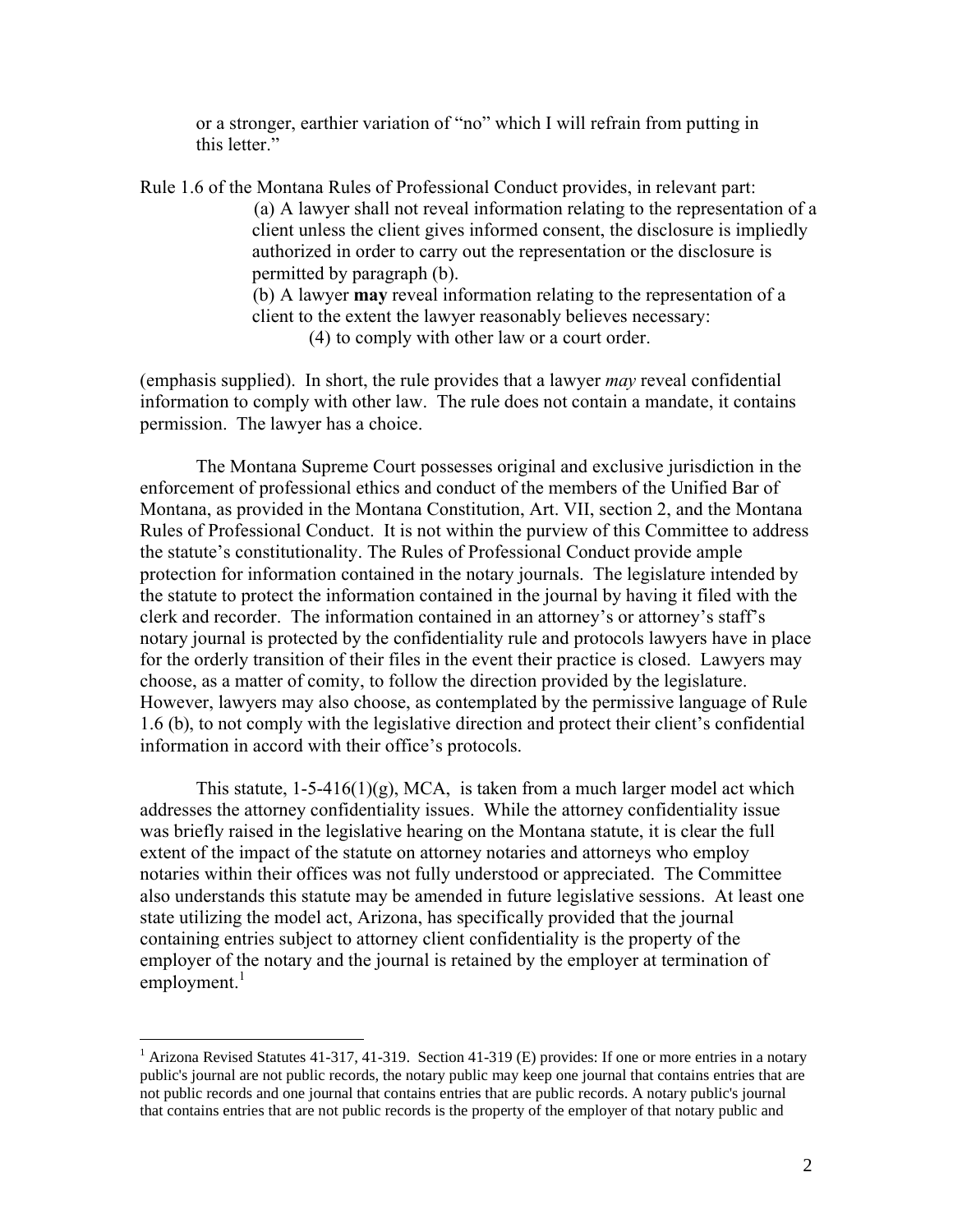or a stronger, earthier variation of "no" which I will refrain from putting in this letter."

Rule 1.6 of the Montana Rules of Professional Conduct provides, in relevant part:

> (a) A lawyer shall not reveal information relating to the representation of a client unless the client gives informed consent, the disclosure is impliedly authorized in order to carry out the representation or the disclosure is permitted by paragraph (b).
>
> (b) A lawyer **may** reveal information relating to the representation of a client to the extent the lawyer reasonably believes necessary:
>
> (4) to comply with other law or a court order.

(emphasis supplied). In short, the rule provides that a lawyer *may* reveal confidential information to comply with other law. The rule does not contain a mandate, it contains permission. The lawyer has a choice.

The Montana Supreme Court possesses original and exclusive jurisdiction in the enforcement of professional ethics and conduct of the members of the Unified Bar of Montana, as provided in the Montana Constitution, Art. VII, section 2, and the Montana Rules of Professional Conduct. It is not within the purview of this Committee to address the statute's constitutionality. The Rules of Professional Conduct provide ample protection for information contained in the notary journals. The legislature intended by the statute to protect the information contained in the journal by having it filed with the clerk and recorder. The information contained in an attorney's or attorney's staff's notary journal is protected by the confidentiality rule and protocols lawyers have in place for the orderly transition of their files in the event their practice is closed. Lawyers may choose, as a matter of comity, to follow the direction provided by the legislature. However, lawyers may also choose, as contemplated by the permissive language of Rule 1.6 (b), to not comply with the legislative direction and protect their client's confidential information in accord with their office's protocols.

This statute, 1-5-416(1)(g), MCA, is taken from a much larger model act which addresses the attorney confidentiality issues. While the attorney confidentiality issue was briefly raised in the legislative hearing on the Montana statute, it is clear the full extent of the impact of the statute on attorney notaries and attorneys who employ notaries within their offices was not fully understood or appreciated. The Committee also understands this statute may be amended in future legislative sessions. At least one state utilizing the model act, Arizona, has specifically provided that the journal containing entries subject to attorney client confidentiality is the property of the employer of the notary and the journal is retained by the employer at termination of employment.[1]

[1] Arizona Revised Statutes 41-317, 41-319. Section 41-319 (E) provides: If one or more entries in a notary public's journal are not public records, the notary public may keep one journal that contains entries that are not public records and one journal that contains entries that are public records. A notary public's journal that contains entries that are not public records is the property of the employer of that notary public and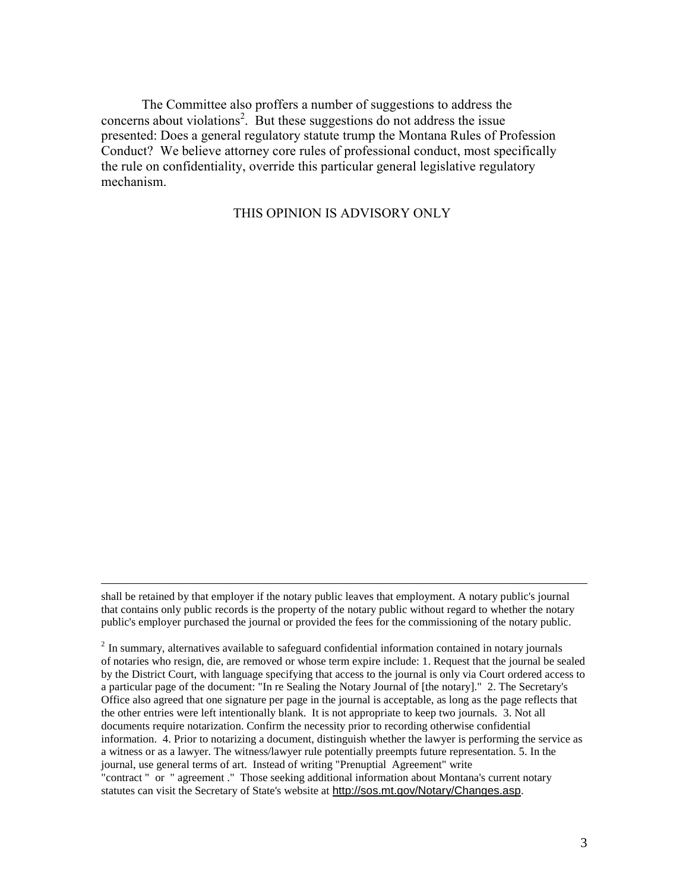The Committee also proffers a number of suggestions to address the concerns about violations[2]. But these suggestions do not address the issue presented: Does a general regulatory statute trump the Montana Rules of Profession Conduct? We believe attorney core rules of professional conduct, most specifically the rule on confidentiality, override this particular general legislative regulatory mechanism.

THIS OPINION IS ADVISORY ONLY

---

shall be retained by that employer if the notary public leaves that employment. A notary public's journal that contains only public records is the property of the notary public without regard to whether the notary public's employer purchased the journal or provided the fees for the commissioning of the notary public.

[2] In summary, alternatives available to safeguard confidential information contained in notary journals of notaries who resign, die, are removed or whose term expire include: 1. Request that the journal be sealed by the District Court, with language specifying that access to the journal is only via Court ordered access to a particular page of the document: "In re Sealing the Notary Journal of [the notary]." 2. The Secretary's Office also agreed that one signature per page in the journal is acceptable, as long as the page reflects that the other entries were left intentionally blank. It is not appropriate to keep two journals. 3. Not all documents require notarization. Confirm the necessity prior to recording otherwise confidential information. 4. Prior to notarizing a document, distinguish whether the lawyer is performing the service as a witness or as a lawyer. The witness/lawyer rule potentially preempts future representation. 5. In the journal, use general terms of art. Instead of writing "Prenuptial Agreement" write "contract " or " agreement ." Those seeking additional information about Montana's current notary statutes can visit the Secretary of State's website at http://sos.mt.gov/Notary/Changes.asp.